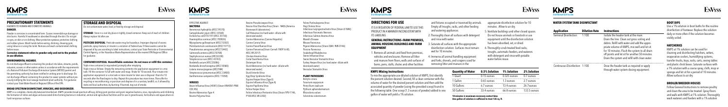# KMPS
Disinfectant & Virucide

EnViss

## PRECAUTIONARY STATEMENTS

HAZARDS TO HUMANS AND DOMESTIC ANIMALS

**DANGER.**

Powder is corrosive in concentrated form. Causes irreversible eye damage or skin burns. Harmful if swallowed or absorbed through the skin. Do not get in eyes, on skin or on clothing. Wear protective eyewear, protective clothing and rubber gloves. Wash hands before eating, drinking, chewing gum, using tobacco or using the toilet. Remove and wash contaminated clothing before reuse.

**Corrosive statement refers to powder only and not to the product in-use dilution.**

### ENVIRONMENTAL HAZARDS

Do not discharge effluent containing this product into lakes, streams, ponds, estuaries, oceans or other waters unless in accordance with the requirements of a National Pollutant Discharge Elimination System (NPDES) permit and the permitting authority has been notified in writing prior to discharge. Do not discharge effluent containing this product to sewer systems without previously notifying the local sewage treatment plant authority. For guidance contact your State Water Board or Regional Office of the EPA.

### BROAD SPECTRUM DISINFECTANT, VIRUCIDE, AND DEODORIZER.

KMPS is a complete, chemically balanced disinfectant. KMPS provides broad spectrum efficacy, killing gram positive and gram negative bacteria, virus, mycoplasma and inhibiting the formation of slime and algae and associated slime forming bacteria in industrial, animal and agricultural facilities and for use in greenhouses, horticulture and aquaculture on hard nonporous surfaces.

## STORAGE AND DISPOSAL

Do not contaminate water, food, or feed by storage and disposal.

**STORAGE**: Store in a cool dry place in tightly closed container. Keep out of reach of children. Always replace lid after use.

**PESTICIDE DISPOSAL**: Pesticide wastes may be hazardous. Improper disposal of excess pesticide, spray mixture, or rinsate is a violation of Federal Law. If these wastes cannot be disposed of by use according to label instructions, contact your State Pesticide or Environmental Control Agency, or the Hazardous Waste Representative at the nearest EPA Regional Office for guidance.

**CONTAINER DISPOSAL**: **Nonrefillable container. Do not reuse or refill this container.** Triple rinse container (or equivalent) promptly after emptying.

Triple rinse as follows: Empty the remaining contents into application equipment or a mix tank. Fill the container ¼ full with water and recap. Shake for 10 seconds. Pour rinsate into application equipment or a mix tank or store rinsate for later use or disposal. Drain for 10 seconds after the flow begins to drip. Repeat this procedure two more times. Then offer for recycling or reconditioning, or puncture and dispose of in a sanitary landfill, or, if allowed by state and local authorities, by burning. If burned, stay out of smoke.

# KMPS
Disinfectant & Virucide

EnViss

EFFECTIVE AGAINST:

**BACTERIA**

Aeromonas hydrophila (ATCC 19570)
Campylobacter jejuni (ATCC 33560)
Escherichia coli O157:H7 (ATCC 35150)
Haemophilus somnus (ATCC 700025)
Mycoplasma gallisepticum (ATCC 15302)
Pectobacterium carotovorum (ATCC 15713)
Pseudomonas aeruginosa (ATCC 15442)
Salmonella enterica (ATCC 10708)
Staphylococcus aureus (ATCC 6538)
Streptococcus suis (ATCC 43765)
Bordetella avium (ATCC 35086)
Bordetella bronchiseptica (ATCC 10580)
Listeria monocytogenes (ATCC 984)
Streptococcus pneumoniae (ATCC 33400)
Xanthomonas campestris (ATCC 11058)

**VIRUSES**

Avian Influenza Virus (H5N1) (Strain VNH5N1-PR8/CDC-RG)
Bovine Adenovirus Type 4
Bovine Polyoma Virus
Bovine Pseudocowpox Virus
Bovine Viral Diarrhea Virus (Strain: NADL (America Bioresearch laboratories)
Calf Rotavirus (in hard water - dilute with deionized water)
Canine Adenovirus (Canine Hepatitis)
Canine Corona Virus
Canine Parainfluenza Virus
Canine Parvovirus (Strain Cornell-780916-80, ATCC VR-2017)
Chicken Anemia Virus
Crohal Diarrhoea Virus
Distemper Virus
Duck Adenovirus (in hard water - dilute with deionized water)
Duck Enteritis Virus
Egg Drop Syndrome Virus
Equine Herpes Virus (Type 1)
Equine Influenza Virus (Type A)
Equine Papilloma Virus
Feline Herpes Virus
Feline Infectious Peritonitis Virus (Strain FIPV-1146, P100 ATCC VR-2202)
Feline Panleukopenia Virus
Hog Cholera Virus
Infectious Laryngotracheitis Virus (Strain LT-VAX)
Infectious Pancreatic Necrosis
Infectious Salmon Anemia Virus
Marek's Disease
Mouse Parvovirus
Pigeon Adenovirus (Strain DAH-9NB-0146)
Porcine Parvovirus
Snakehead Rhabdovirus
Swine Influenza Virus
Swine Vesicular Disease Virus
Turkey Herpes Virus (in hard water - dilute with deionized water)
Vesicular Stomatitis Virus

# KMPS
Disinfectant & Virucide

EnViss

## DIRECTIONS FOR USE

IT IS A VIOLATION OF FEDERAL LAW TO USE THIS PRODUCT IN A MANNER INCONSISTENT WITH ITS LABELING.

### GENERAL INSTRUCTIONS–FARM PREMISES, ANIMAL HOUSING BUILDINGS AND FARM EQUIPMENT

1. Remove all animals and feed from premises, vehicles and enclosures. Remove all litter and manure from floors, walls and surfaces of barns, pens, stalls, chutes and other facilities and fixtures occupied or traversed by animals. Empty all troughs, racks, and other feeding and watering appliances.
2. Thoroughly clean all surfaces with detergent and rinse with water.
3. Saturate all surfaces with the appropriate disinfection solution. Surfaces must remain wet for 10 minutes.
4. Immerse all animal handling equipment and forks, shovels, and scrapers used for removing litter and manure in the appropriate disinfection solution for 10 minutes. Allow to air dry.
5. Ventilate buildings and other closed spaces. Do not house animals or livestock or use equipment until the disinfection solution has been absorbed, set, or dried.
6. Thoroughly scrub treated feed racks, troughs, automatic feeders, and waterers with detergent and rinse with potable water before reuse.

### PLANT PATHOGENS

Botrytis cinerea
Fusarium oxysporum
Penicillium expansum
Pythium aphanidermatum
Rhizoctonia solani
Sclerotinia sclerotiorum

### KMPS Mixing Instructions

To mix the appropriate use diluted solution of KMPS, first identify the percent solution desired. Second, fill a clean container with the volume of water for the desired percent solution and then add the associated quantity of powder (using the provided scoop) found in the following table. One scoop (1.3 ounces of powder) added to one gallon of water will yield a 1% solution.

| Quantity of Water | 0.5% Solution | 1% Solution | 2% Solution |
|---|---|---|---|
| 1 Quart | 0.15 ounces | 0.325 ounces | 0.7 ounces |
| 1 Gallon | 0.65 ounces | 1.3 ounces | 2.7 ounces |
| 10 Gallons | 6.7 ounces | 13.4 ounces | 26.7 ounces |
| 50 Gallons | 33.4 ounces | 66.8 ounces | 133.5 ounces |

**10 minute is maximum necessary contact time.**
**One gallon of solution is sufficient to treat 125 sq. ft.**

# KMPS
Disinfectant & Virucide

EnViss

## WATER SYSTEM TANK DISINFECTANT

| Application | Dilution Rate | Instructions |
|---|---|---|
| Terminal Disinfection | 1:100 | Isolate the header tank at the main. Drain the line. Clean out gross soiling and debris. Refill with water and add the appropriate volume of KMPS, mix well and let sit for 10 minutes. Flush the system to all drain off points and let sit for another 50 minutes. Drain the system and refill with clean water. |
| Continuous Disinfection | 1:100 | Dose the header tank as required or apply through water system dosing equipment. |

### BOOT DIPS

Use a 1% solution in boot baths for the routine disinfection of footwear. Replace the solution daily or more often if the solution becomes visibly soiled.

### HATCHERIES

KMPS at 1% solution can be used for cleaning and disinfecting hatchers, setters, evaporative coolers, humidifying systems, transfer trucks, trays, racks, carts, serving tables and plastic chick boxes. Saturate surfaces with a 1% solution with a coarse spray, cloth, mop or sponge and let sit for a period of 10 minutes. Allow surfaces to air dry.

### BROILER/BREEDER HOUSES

Follow General Instructions to remove poultry and clean the area to be treated. Spray floors and walls with KMPS at 1% solution. Thoroughly wash waterers and feeders with a 1% solution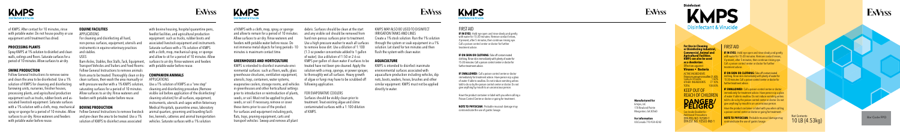KMPS Disinfectant & Virucide

ENVIRESS

of KMPS. After contact for 10 minutes, rinse with potable water. Do not house poultry or use equipment until treatment has dried.

**PROCESSING PLANTS**

Spray KMPS at 1% solution to disinfect and clean walls, ceilings and floors. Saturate surfaces for a period of 10 minutes. Allow surfaces to air dry.

**SWINE PRODUCTION**

Follow General Instructions to remove swine and clean the area to be disinfected. Use a 1% solution of KMPS for cleaning and disinfecting farrowing units, nurseries, finisher houses, processing plants, and agricultural production equipment such as trucks, rubber boots and associated livestock equipment. Saturate surfaces with a 1% solution with a cloth, mop, mechanical spray or sponge for a period of 10 minutes. Allow surfaces to air dry. Rinse waterers and feeders with potable water before reuse.

**EQUINE FACILITIES**

APPLICATIONS

For cleaning and disinfecting all hard, non-porous surfaces, equipment, utensils and instruments in equine veterinary practices and stables.

USES

Barn Aisles, Stables, Box Stalls, Tack, Equipment, Transport Vehicles and Trailers and Feed Rooms: Follow General Instructions to remove animals from area to be treated. Thoroughly clean or dry clean surfaces, then wash the area manually or with pressure washer with a 1% KMPS solution, saturating surfaces for a period of 10 minutes. Allow surfaces to air dry. Rinse waterers and feeders with potable water before reuse.

**BOVINE PRODUCTION**

Follow General Instructions to remove livestock and pre-clean the area to be treated. Use a 1% solution of KMPS to disinfect areas associated with bovine housing, hospital quarantine pens, feedlot facilities, and agricultural production equipment such as trucks, rubber boots and associated livestock equipment and instruments. Saturate surfaces with a 1% solution of KMPS with a cloth, mop, mechanical spray, or sponge and allow to sit for a period of 10 minutes. Allow surfaces to air dry. Rinse waterers and feeders with potable water before reuse.

**COMPANION ANIMALS**

APPLICATIONS

Use a 1% solution of KMPS as a "one step" cleaning and disinfecting procedure (Remove visible soil before application of the disinfecting/ cleaning solution) for all surfaces, equipment, instruments, utensils and cages within Veterinary Medical Hospitals, quarantine areas, laboratory animal quarters, grooming and boarding facilities, kennels, catteries and animal transportation vehicles. Saturate surfaces with a 1% solution of KMPS with a cloth, mop, spray, or sponge and allow to remain for a period of 10 minutes. Allow surfaces to air dry. Rinse waterers and feeders with potable water before reuse. Do not immerse metal objects for long periods - 10 minutes is maximum contact time.

**GREENHOUSES AND HORTICULTURE**

KMPS is intended to disinfect inanimate environmental surfaces such as floors, walls, glass greenhouse structures, ventilation equipment, utensils, trays, containers, water systems, evaporative coolers, storage rooms, and vehicles in greenhouses and other horticultural settings prior to introduction or reintroduction of plants, seeds, or soil. Must not be applied to plants, seeds, or soil. If necessary, remove or cover these items prior to use of the product. For surfaces and equipment including pots, flats, trays, pruning equipment, carts and transport vehicles: Sweep and remove all plant debris. Surfaces should be clean at the start and any visible soil should be removed from hard non-porous surfaces prior to treatment. Use a high pressure washer to wash all surfaces to remove loose dirt. Use a dilution of 1:100 (1.3 oz powder concentrate added to 1 gallon of water). Use a dilution of 1:50 or 2.6 oz KMPS per gallon of clean water if surfaces to be treated have not been pre-cleaned. Apply the solution with a mop, sponge, or power sprayer, to thoroughly wet all surfaces. Heavy growth of algae or fungi may have to be scrubbed off following application.

FOR EVAPORATIVE COOLERS

Surfaces should be visibly clean prior to treatment. Treat existing algae and slime contaminated surfaces with a 1:100 dilution of KMPS.

KMPS MAY ALSO BE USED TO DISINFECT IRRIGATION TANKS AND LINES

Create a 1% stock solution. Run the 1% solution through the system or soak equipment in a 1% solution. Let stand for ten minutes and then flush the system with clean water.

**AQUACULTURE**

KMPS is intended to disinfect inanimate environmental surfaces associated with aquaculture production including vehicles, dip nets, boots, waders, hoses, brushes and other similar equipment. KMPS must not be applied directly to water.

**FIRST AID**

**IF IN EYES:** Hold eye open and rinse slowly and gently with water for 15-20 minutes. Remove contact lenses, if present, after 5 minutes, then continue rinsing eye. Call a poison control center or doctor for further treatment advice.

**IF ON SKIN OR CLOTHING:** Take off contaminated clothing. Rinse skin immediately with plenty of water for 15-20 minutes. Call a poison control center or doctor for further treatment advice.

**IF SWALLOWED:** Call a poison control center or doctor immediately for treatment advice. Have person sip a glass of water if able to swallow. Do not induce vomiting unless told to do so by the poison control center or doctor. Do not give anything by mouth to an unconscious person.

Have the product container or label with you when calling a Poison Control Center or doctor or going for treatment.

**NOTE TO PHYSICIAN:** Probable mucosal damage may contraindicate the use of gastric lavage.

Disinfectant

KMPS Disinfectant & Virucide

ENVIRESS

**For Use in Cleaning or Disinfecting Industrial, Commercial, Animal and Agricultural Facilities. KMPS can also be used as a deodorizer.**

Effective against:
**Viruses • Bacteria**

| | |
|---|---|
| ACTIVE INGREDIENTS | |
| Potassium peroxymonosulfate | 21.41% |
| Sodium Chloride | 1.5% |
| OTHER INGREDIENTS: | 77.10% |
| TOTAL: | 100.00% |

**KEEP OUT OF REACH OF CHILDREN**

**DANGER/ PELIGRO**

See Inside Booklet for Additional Precautions

EPA REG NO. 92589-1

EPA EST. NO. 92589-MO-1

**FIRST AID**

**IF IN EYES:** Hold eye open and rinse slowly and gently with water for 15-20 minutes. Remove contact lenses, if present, after 5 minutes, then continue rinsing eye. Call a poison control center or doctor for further treatment advice.

**IF ON SKIN OR CLOTHING:** Take off contaminated clothing. Rinse skin immediately with plenty of water for 15-20 minutes. Call a poison control center or doctor for further treatment advice.

**IF SWALLOWED:** Call a poison control center or doctor immediately for treatment advice. Have person sip a glass of water if able to swallow. Do not induce vomiting unless told to do so by the poison control center or doctor. Do not give anything by mouth to an unconscious person.

Have the product container or label with you when calling a poison control center or doctor or going for treatment.

**NOTE TO PHYSICIAN:** Probable mucosal damage may contraindicate the use of gastric lavage.

**Manufactured for**

Envyss, LLC
178 Neal and Pointe
Morganton, GA 30560

**For information**

USA/Canada 770-530-4242

Net Contents:
10 LB (4.53kg)

Bar Code EPO